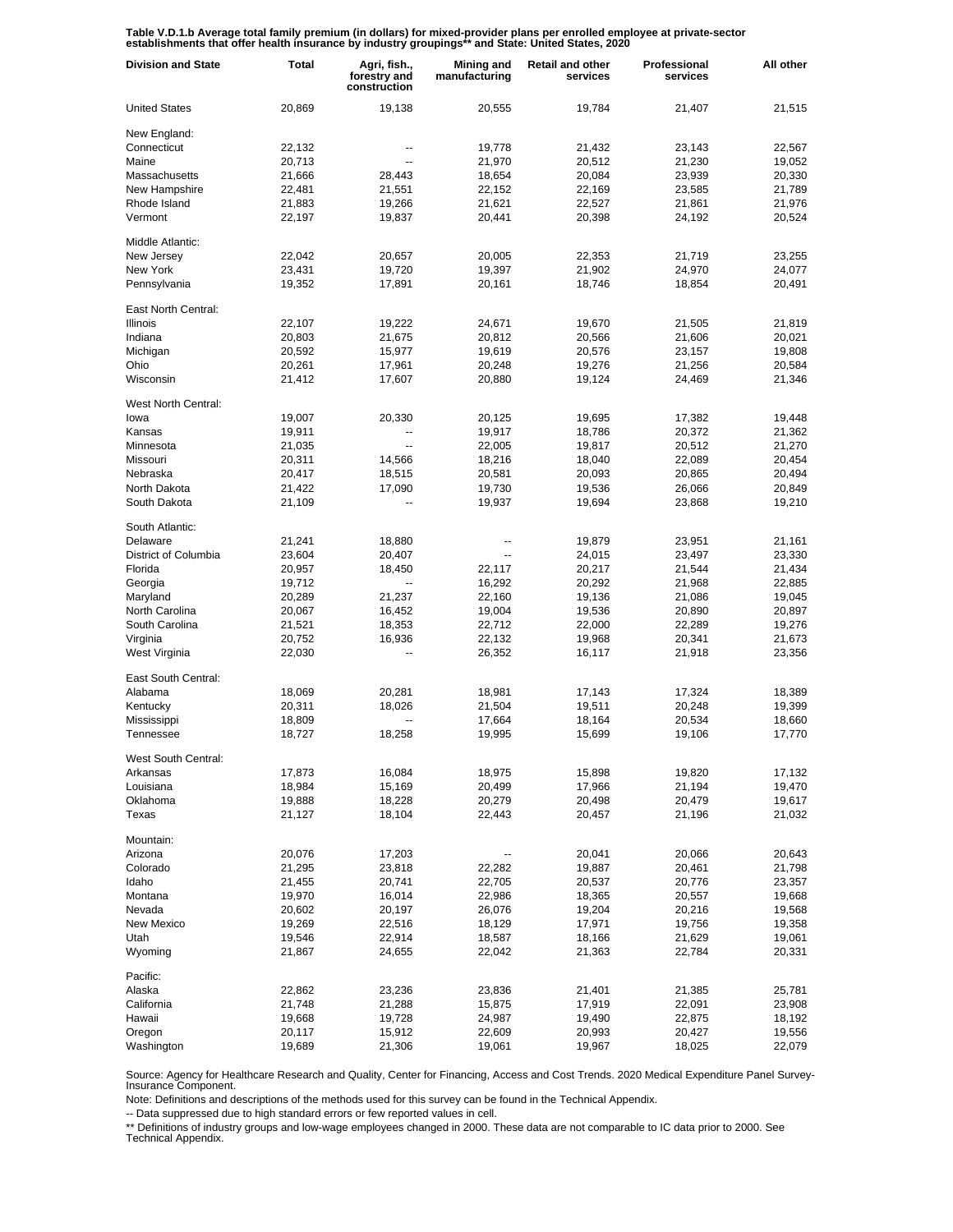**Table V.D.1.b Average total family premium (in dollars) for mixed-provider plans per enrolled employee at private-sector establishments that offer health insurance by industry groupings** and State: United States, 2020**

| Division and State | Total | Agri, fish., forestry and construction | Mining and manufacturing | Retail and other services | Professional services | All other |
|---|---|---|---|---|---|---|
| United States | 20,869 | 19,138 | 20,555 | 19,784 | 21,407 | 21,515 |
| New England: | | | | | | |
| Connecticut | 22,132 | -- | 19,778 | 21,432 | 23,143 | 22,567 |
| Maine | 20,713 | -- | 21,970 | 20,512 | 21,230 | 19,052 |
| Massachusetts | 21,666 | 28,443 | 18,654 | 20,084 | 23,939 | 20,330 |
| New Hampshire | 22,481 | 21,551 | 22,152 | 22,169 | 23,585 | 21,789 |
| Rhode Island | 21,883 | 19,266 | 21,621 | 22,527 | 21,861 | 21,976 |
| Vermont | 22,197 | 19,837 | 20,441 | 20,398 | 24,192 | 20,524 |
| Middle Atlantic: | | | | | | |
| New Jersey | 22,042 | 20,657 | 20,005 | 22,353 | 21,719 | 23,255 |
| New York | 23,431 | 19,720 | 19,397 | 21,902 | 24,970 | 24,077 |
| Pennsylvania | 19,352 | 17,891 | 20,161 | 18,746 | 18,854 | 20,491 |
| East North Central: | | | | | | |
| Illinois | 22,107 | 19,222 | 24,671 | 19,670 | 21,505 | 21,819 |
| Indiana | 20,803 | 21,675 | 20,812 | 20,566 | 21,606 | 20,021 |
| Michigan | 20,592 | 15,977 | 19,619 | 20,576 | 23,157 | 19,808 |
| Ohio | 20,261 | 17,961 | 20,248 | 19,276 | 21,256 | 20,584 |
| Wisconsin | 21,412 | 17,607 | 20,880 | 19,124 | 24,469 | 21,346 |
| West North Central: | | | | | | |
| Iowa | 19,007 | 20,330 | 20,125 | 19,695 | 17,382 | 19,448 |
| Kansas | 19,911 | -- | 19,917 | 18,786 | 20,372 | 21,362 |
| Minnesota | 21,035 | -- | 22,005 | 19,817 | 20,512 | 21,270 |
| Missouri | 20,311 | 14,566 | 18,216 | 18,040 | 22,089 | 20,454 |
| Nebraska | 20,417 | 18,515 | 20,581 | 20,093 | 20,865 | 20,494 |
| North Dakota | 21,422 | 17,090 | 19,730 | 19,536 | 26,066 | 20,849 |
| South Dakota | 21,109 | -- | 19,937 | 19,694 | 23,868 | 19,210 |
| South Atlantic: | | | | | | |
| Delaware | 21,241 | 18,880 | -- | 19,879 | 23,951 | 21,161 |
| District of Columbia | 23,604 | 20,407 | -- | 24,015 | 23,497 | 23,330 |
| Florida | 20,957 | 18,450 | 22,117 | 20,217 | 21,544 | 21,434 |
| Georgia | 19,712 | -- | 16,292 | 20,292 | 21,968 | 22,885 |
| Maryland | 20,289 | 21,237 | 22,160 | 19,136 | 21,086 | 19,045 |
| North Carolina | 20,067 | 16,452 | 19,004 | 19,536 | 20,890 | 20,897 |
| South Carolina | 21,521 | 18,353 | 22,712 | 22,000 | 22,289 | 19,276 |
| Virginia | 20,752 | 16,936 | 22,132 | 19,968 | 20,341 | 21,673 |
| West Virginia | 22,030 | -- | 26,352 | 16,117 | 21,918 | 23,356 |
| East South Central: | | | | | | |
| Alabama | 18,069 | 20,281 | 18,981 | 17,143 | 17,324 | 18,389 |
| Kentucky | 20,311 | 18,026 | 21,504 | 19,511 | 20,248 | 19,399 |
| Mississippi | 18,809 | -- | 17,664 | 18,164 | 20,534 | 18,660 |
| Tennessee | 18,727 | 18,258 | 19,995 | 15,699 | 19,106 | 17,770 |
| West South Central: | | | | | | |
| Arkansas | 17,873 | 16,084 | 18,975 | 15,898 | 19,820 | 17,132 |
| Louisiana | 18,984 | 15,169 | 20,499 | 17,966 | 21,194 | 19,470 |
| Oklahoma | 19,888 | 18,228 | 20,279 | 20,498 | 20,479 | 19,617 |
| Texas | 21,127 | 18,104 | 22,443 | 20,457 | 21,196 | 21,032 |
| Mountain: | | | | | | |
| Arizona | 20,076 | 17,203 | -- | 20,041 | 20,066 | 20,643 |
| Colorado | 21,295 | 23,818 | 22,282 | 19,887 | 20,461 | 21,798 |
| Idaho | 21,455 | 20,741 | 22,705 | 20,537 | 20,776 | 23,357 |
| Montana | 19,970 | 16,014 | 22,986 | 18,365 | 20,557 | 19,668 |
| Nevada | 20,602 | 20,197 | 26,076 | 19,204 | 20,216 | 19,568 |
| New Mexico | 19,269 | 22,516 | 18,129 | 17,971 | 19,756 | 19,358 |
| Utah | 19,546 | 22,914 | 18,587 | 18,166 | 21,629 | 19,061 |
| Wyoming | 21,867 | 24,655 | 22,042 | 21,363 | 22,784 | 20,331 |
| Pacific: | | | | | | |
| Alaska | 22,862 | 23,236 | 23,836 | 21,401 | 21,385 | 25,781 |
| California | 21,748 | 21,288 | 15,875 | 17,919 | 22,091 | 23,908 |
| Hawaii | 19,668 | 19,728 | 24,987 | 19,490 | 22,875 | 18,192 |
| Oregon | 20,117 | 15,912 | 22,609 | 20,993 | 20,427 | 19,556 |
| Washington | 19,689 | 21,306 | 19,061 | 19,967 | 18,025 | 22,079 |

Source: Agency for Healthcare Research and Quality, Center for Financing, Access and Cost Trends. 2020 Medical Expenditure Panel Survey-Insurance Component.

Note: Definitions and descriptions of the methods used for this survey can be found in the Technical Appendix.

-- Data suppressed due to high standard errors or few reported values in cell.

** Definitions of industry groups and low-wage employees changed in 2000. These data are not comparable to IC data prior to 2000. See Technical Appendix.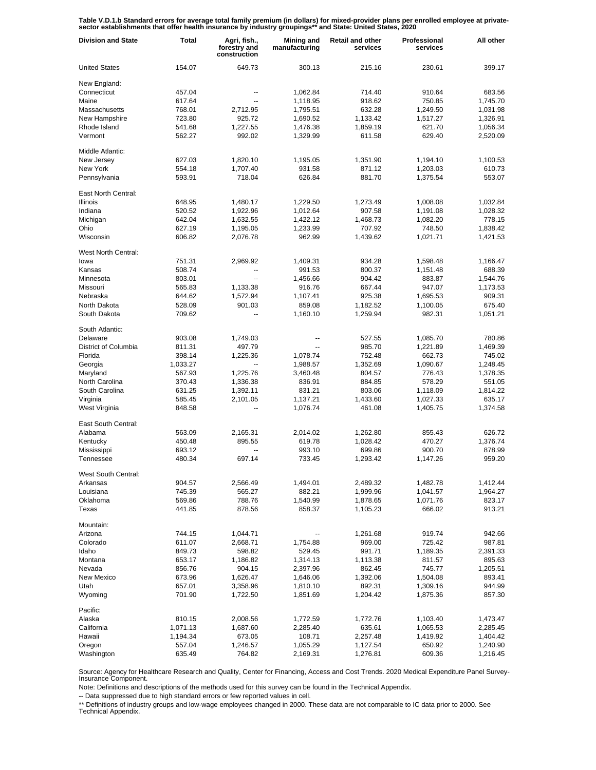**Table V.D.1.b Standard errors for average total family premium (in dollars) for mixed-provider plans per enrolled employee at private-sector establishments that offer health insurance by industry groupings** and State: United States, 2020**

| Division and State | Total | Agri, fish., forestry and construction | Mining and manufacturing | Retail and other services | Professional services | All other |
|---|---|---|---|---|---|---|
| United States | 154.07 | 649.73 | 300.13 | 215.16 | 230.61 | 399.17 |
| New England: | | | | | | |
| Connecticut | 457.04 | -- | 1,062.84 | 714.40 | 910.64 | 683.56 |
| Maine | 617.64 | -- | 1,118.95 | 918.62 | 750.85 | 1,745.70 |
| Massachusetts | 768.01 | 2,712.95 | 1,795.51 | 632.28 | 1,249.50 | 1,031.98 |
| New Hampshire | 723.80 | 925.72 | 1,690.52 | 1,133.42 | 1,517.27 | 1,326.91 |
| Rhode Island | 541.68 | 1,227.55 | 1,476.38 | 1,859.19 | 621.70 | 1,056.34 |
| Vermont | 562.27 | 992.02 | 1,329.99 | 611.58 | 629.40 | 2,520.09 |
| Middle Atlantic: | | | | | | |
| New Jersey | 627.03 | 1,820.10 | 1,195.05 | 1,351.90 | 1,194.10 | 1,100.53 |
| New York | 554.18 | 1,707.40 | 931.58 | 871.12 | 1,203.03 | 610.73 |
| Pennsylvania | 593.91 | 718.04 | 626.84 | 881.70 | 1,375.54 | 553.07 |
| East North Central: | | | | | | |
| Illinois | 648.95 | 1,480.17 | 1,229.50 | 1,273.49 | 1,008.08 | 1,032.84 |
| Indiana | 520.52 | 1,922.96 | 1,012.64 | 907.58 | 1,191.08 | 1,028.32 |
| Michigan | 642.04 | 1,632.55 | 1,422.12 | 1,468.73 | 1,082.20 | 778.15 |
| Ohio | 627.19 | 1,195.05 | 1,233.99 | 707.92 | 748.50 | 1,838.42 |
| Wisconsin | 606.82 | 2,076.78 | 962.99 | 1,439.62 | 1,021.71 | 1,421.53 |
| West North Central: | | | | | | |
| Iowa | 751.31 | 2,969.92 | 1,409.31 | 934.28 | 1,598.48 | 1,166.47 |
| Kansas | 508.74 | -- | 991.53 | 800.37 | 1,151.48 | 688.39 |
| Minnesota | 803.01 | -- | 1,456.66 | 904.42 | 883.87 | 1,544.76 |
| Missouri | 565.83 | 1,133.38 | 916.76 | 667.44 | 947.07 | 1,173.53 |
| Nebraska | 644.62 | 1,572.94 | 1,107.41 | 925.38 | 1,695.53 | 909.31 |
| North Dakota | 528.09 | 901.03 | 859.08 | 1,182.52 | 1,100.05 | 675.40 |
| South Dakota | 709.62 | -- | 1,160.10 | 1,259.94 | 982.31 | 1,051.21 |
| South Atlantic: | | | | | | |
| Delaware | 903.08 | 1,749.03 | -- | 527.55 | 1,085.70 | 780.86 |
| District of Columbia | 811.31 | 497.79 | -- | 985.70 | 1,221.89 | 1,469.39 |
| Florida | 398.14 | 1,225.36 | 1,078.74 | 752.48 | 662.73 | 745.02 |
| Georgia | 1,033.27 | -- | 1,988.57 | 1,352.69 | 1,090.67 | 1,248.45 |
| Maryland | 567.93 | 1,225.76 | 3,460.48 | 804.57 | 776.43 | 1,378.35 |
| North Carolina | 370.43 | 1,336.38 | 836.91 | 884.85 | 578.29 | 551.05 |
| South Carolina | 631.25 | 1,392.11 | 831.21 | 803.06 | 1,118.09 | 1,814.22 |
| Virginia | 585.45 | 2,101.05 | 1,137.21 | 1,433.60 | 1,027.33 | 635.17 |
| West Virginia | 848.58 | -- | 1,076.74 | 461.08 | 1,405.75 | 1,374.58 |
| East South Central: | | | | | | |
| Alabama | 563.09 | 2,165.31 | 2,014.02 | 1,262.80 | 855.43 | 626.72 |
| Kentucky | 450.48 | 895.55 | 619.78 | 1,028.42 | 470.27 | 1,376.74 |
| Mississippi | 693.12 | -- | 993.10 | 699.86 | 900.70 | 878.99 |
| Tennessee | 480.34 | 697.14 | 733.45 | 1,293.42 | 1,147.26 | 959.20 |
| West South Central: | | | | | | |
| Arkansas | 904.57 | 2,566.49 | 1,494.01 | 2,489.32 | 1,482.78 | 1,412.44 |
| Louisiana | 745.39 | 565.27 | 882.21 | 1,999.96 | 1,041.57 | 1,964.27 |
| Oklahoma | 569.86 | 788.76 | 1,540.99 | 1,878.65 | 1,071.76 | 823.17 |
| Texas | 441.85 | 878.56 | 858.37 | 1,105.23 | 666.02 | 913.21 |
| Mountain: | | | | | | |
| Arizona | 744.15 | 1,044.71 | -- | 1,261.68 | 919.74 | 942.66 |
| Colorado | 611.07 | 2,668.71 | 1,754.88 | 969.00 | 725.42 | 987.81 |
| Idaho | 849.73 | 598.82 | 529.45 | 991.71 | 1,189.35 | 2,391.33 |
| Montana | 653.17 | 1,186.82 | 1,314.13 | 1,113.38 | 811.57 | 895.63 |
| Nevada | 856.76 | 904.15 | 2,397.96 | 862.45 | 745.77 | 1,205.51 |
| New Mexico | 673.96 | 1,626.47 | 1,646.06 | 1,392.06 | 1,504.08 | 893.41 |
| Utah | 657.01 | 3,358.96 | 1,810.10 | 892.31 | 1,309.16 | 944.99 |
| Wyoming | 701.90 | 1,722.50 | 1,851.69 | 1,204.42 | 1,875.36 | 857.30 |
| Pacific: | | | | | | |
| Alaska | 810.15 | 2,008.56 | 1,772.59 | 1,772.76 | 1,103.40 | 1,473.47 |
| California | 1,071.13 | 1,687.60 | 2,285.40 | 635.61 | 1,065.53 | 2,285.45 |
| Hawaii | 1,194.34 | 673.05 | 108.71 | 2,257.48 | 1,419.92 | 1,404.42 |
| Oregon | 557.04 | 1,246.57 | 1,055.29 | 1,127.54 | 650.92 | 1,240.90 |
| Washington | 635.49 | 764.82 | 2,169.31 | 1,276.81 | 609.36 | 1,216.45 |

Source: Agency for Healthcare Research and Quality, Center for Financing, Access and Cost Trends. 2020 Medical Expenditure Panel Survey-Insurance Component.

Note: Definitions and descriptions of the methods used for this survey can be found in the Technical Appendix.

-- Data suppressed due to high standard errors or few reported values in cell.

** Definitions of industry groups and low-wage employees changed in 2000. These data are not comparable to IC data prior to 2000. See Technical Appendix.